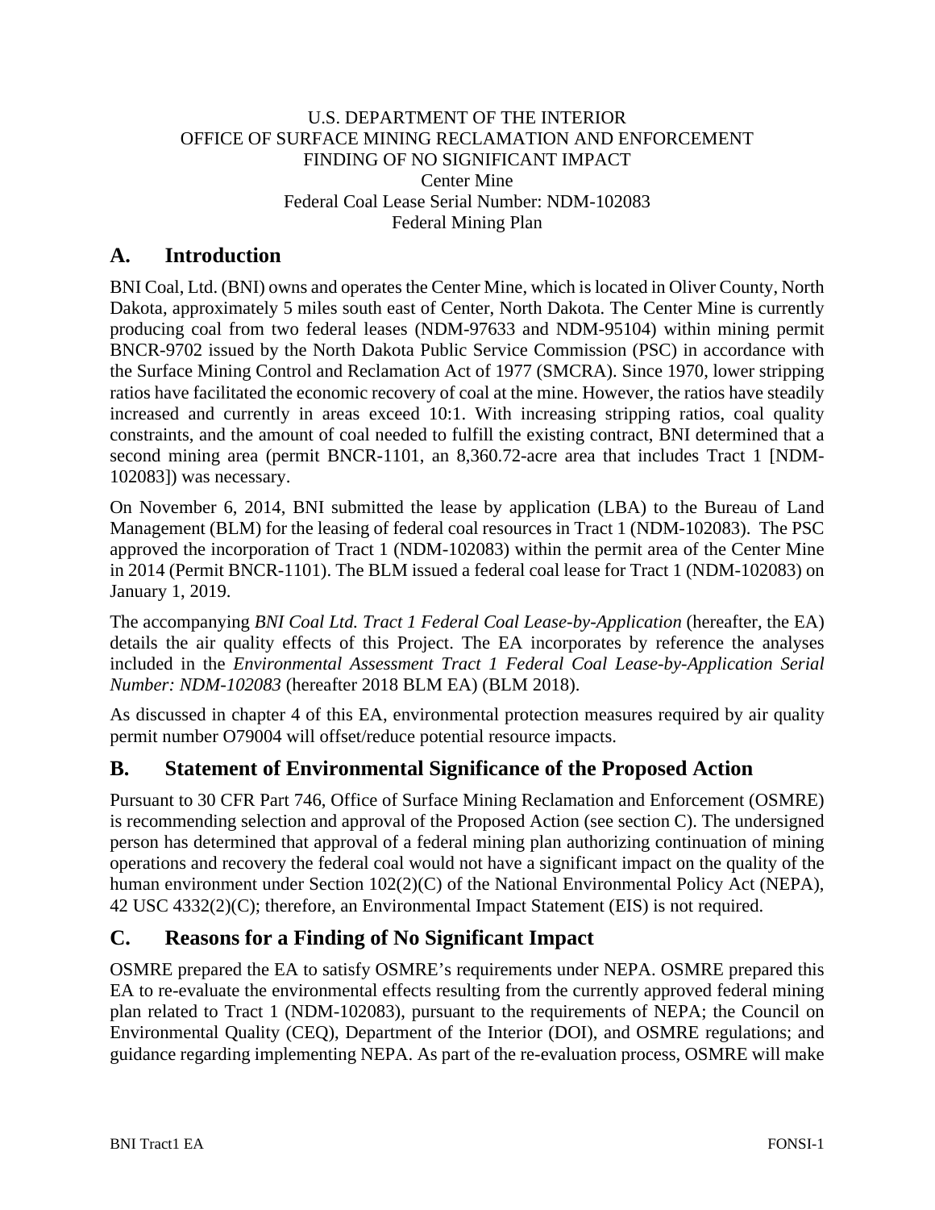U.S. DEPARTMENT OF THE INTERIOR
OFFICE OF SURFACE MINING RECLAMATION AND ENFORCEMENT
FINDING OF NO SIGNIFICANT IMPACT
Center Mine
Federal Coal Lease Serial Number: NDM-102083
Federal Mining Plan

## A. Introduction

BNI Coal, Ltd. (BNI) owns and operates the Center Mine, which is located in Oliver County, North Dakota, approximately 5 miles south east of Center, North Dakota. The Center Mine is currently producing coal from two federal leases (NDM-97633 and NDM-95104) within mining permit BNCR-9702 issued by the North Dakota Public Service Commission (PSC) in accordance with the Surface Mining Control and Reclamation Act of 1977 (SMCRA). Since 1970, lower stripping ratios have facilitated the economic recovery of coal at the mine. However, the ratios have steadily increased and currently in areas exceed 10:1. With increasing stripping ratios, coal quality constraints, and the amount of coal needed to fulfill the existing contract, BNI determined that a second mining area (permit BNCR-1101, an 8,360.72-acre area that includes Tract 1 [NDM-102083]) was necessary.

On November 6, 2014, BNI submitted the lease by application (LBA) to the Bureau of Land Management (BLM) for the leasing of federal coal resources in Tract 1 (NDM-102083). The PSC approved the incorporation of Tract 1 (NDM-102083) within the permit area of the Center Mine in 2014 (Permit BNCR-1101). The BLM issued a federal coal lease for Tract 1 (NDM-102083) on January 1, 2019.

The accompanying *BNI Coal Ltd. Tract 1 Federal Coal Lease-by-Application* (hereafter, the EA) details the air quality effects of this Project. The EA incorporates by reference the analyses included in the *Environmental Assessment Tract 1 Federal Coal Lease-by-Application Serial Number: NDM-102083* (hereafter 2018 BLM EA) (BLM 2018).

As discussed in chapter 4 of this EA, environmental protection measures required by air quality permit number O79004 will offset/reduce potential resource impacts.

## B. Statement of Environmental Significance of the Proposed Action

Pursuant to 30 CFR Part 746, Office of Surface Mining Reclamation and Enforcement (OSMRE) is recommending selection and approval of the Proposed Action (see section C). The undersigned person has determined that approval of a federal mining plan authorizing continuation of mining operations and recovery the federal coal would not have a significant impact on the quality of the human environment under Section 102(2)(C) of the National Environmental Policy Act (NEPA), 42 USC 4332(2)(C); therefore, an Environmental Impact Statement (EIS) is not required.

## C. Reasons for a Finding of No Significant Impact

OSMRE prepared the EA to satisfy OSMRE's requirements under NEPA. OSMRE prepared this EA to re-evaluate the environmental effects resulting from the currently approved federal mining plan related to Tract 1 (NDM-102083), pursuant to the requirements of NEPA; the Council on Environmental Quality (CEQ), Department of the Interior (DOI), and OSMRE regulations; and guidance regarding implementing NEPA. As part of the re-evaluation process, OSMRE will make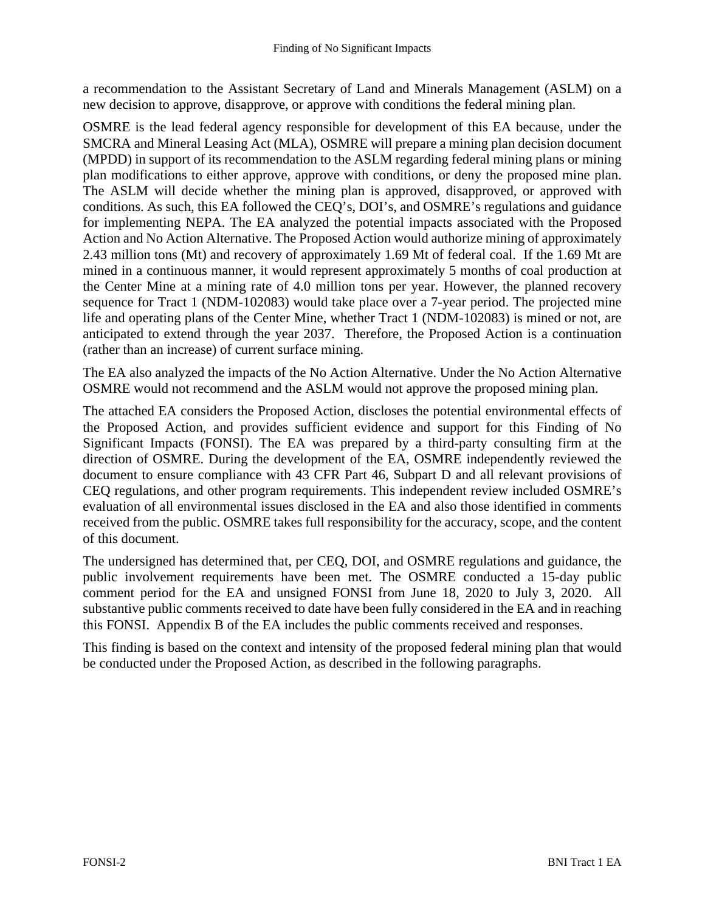a recommendation to the Assistant Secretary of Land and Minerals Management (ASLM) on a new decision to approve, disapprove, or approve with conditions the federal mining plan.

OSMRE is the lead federal agency responsible for development of this EA because, under the SMCRA and Mineral Leasing Act (MLA), OSMRE will prepare a mining plan decision document (MPDD) in support of its recommendation to the ASLM regarding federal mining plans or mining plan modifications to either approve, approve with conditions, or deny the proposed mine plan. The ASLM will decide whether the mining plan is approved, disapproved, or approved with conditions. As such, this EA followed the CEQ's, DOI's, and OSMRE's regulations and guidance for implementing NEPA. The EA analyzed the potential impacts associated with the Proposed Action and No Action Alternative. The Proposed Action would authorize mining of approximately 2.43 million tons (Mt) and recovery of approximately 1.69 Mt of federal coal. If the 1.69 Mt are mined in a continuous manner, it would represent approximately 5 months of coal production at the Center Mine at a mining rate of 4.0 million tons per year. However, the planned recovery sequence for Tract 1 (NDM-102083) would take place over a 7-year period. The projected mine life and operating plans of the Center Mine, whether Tract 1 (NDM-102083) is mined or not, are anticipated to extend through the year 2037. Therefore, the Proposed Action is a continuation (rather than an increase) of current surface mining.

The EA also analyzed the impacts of the No Action Alternative. Under the No Action Alternative OSMRE would not recommend and the ASLM would not approve the proposed mining plan.

The attached EA considers the Proposed Action, discloses the potential environmental effects of the Proposed Action, and provides sufficient evidence and support for this Finding of No Significant Impacts (FONSI). The EA was prepared by a third-party consulting firm at the direction of OSMRE. During the development of the EA, OSMRE independently reviewed the document to ensure compliance with 43 CFR Part 46, Subpart D and all relevant provisions of CEQ regulations, and other program requirements. This independent review included OSMRE's evaluation of all environmental issues disclosed in the EA and also those identified in comments received from the public. OSMRE takes full responsibility for the accuracy, scope, and the content of this document.

The undersigned has determined that, per CEQ, DOI, and OSMRE regulations and guidance, the public involvement requirements have been met. The OSMRE conducted a 15-day public comment period for the EA and unsigned FONSI from June 18, 2020 to July 3, 2020. All substantive public comments received to date have been fully considered in the EA and in reaching this FONSI. Appendix B of the EA includes the public comments received and responses.

This finding is based on the context and intensity of the proposed federal mining plan that would be conducted under the Proposed Action, as described in the following paragraphs.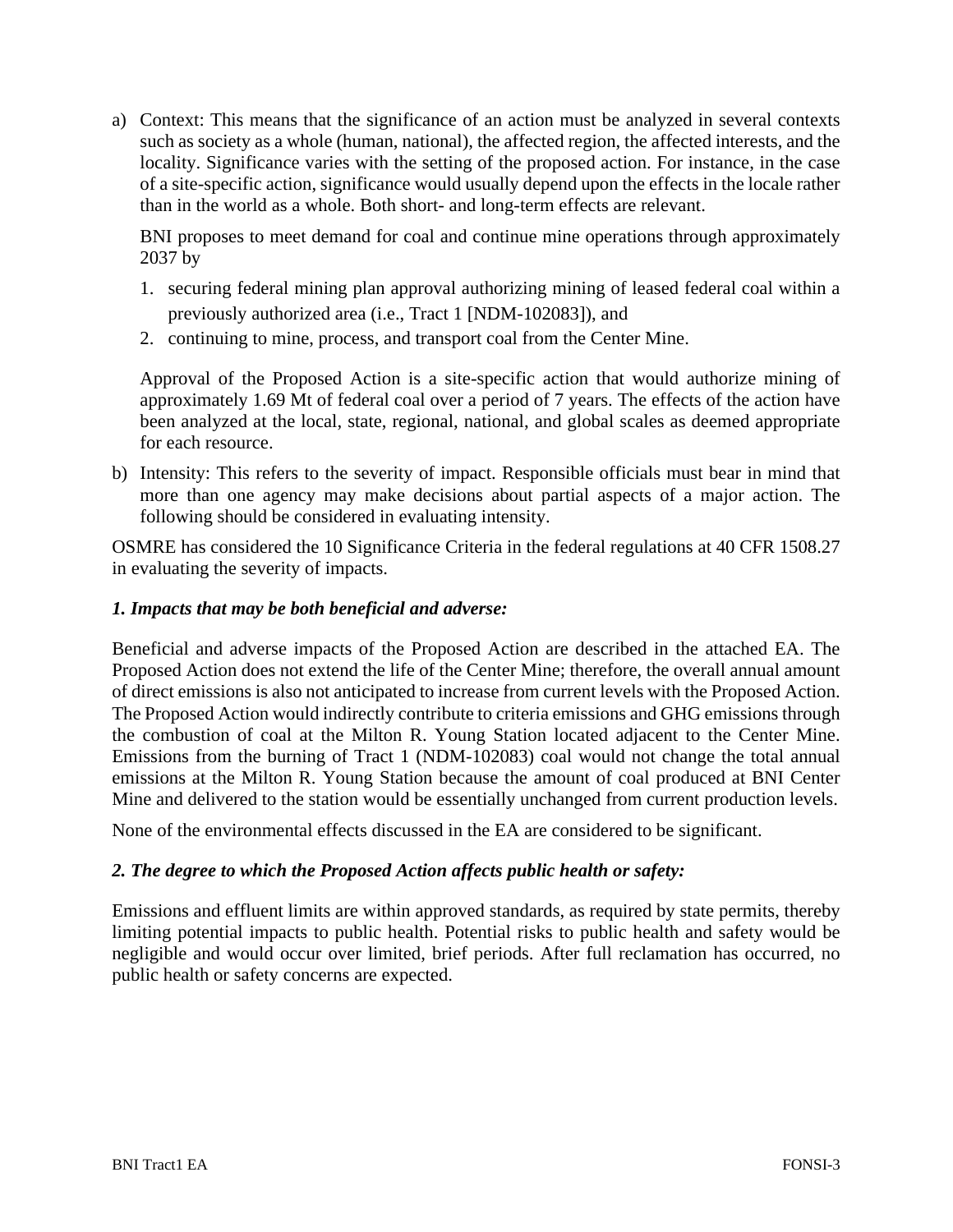a) Context: This means that the significance of an action must be analyzed in several contexts such as society as a whole (human, national), the affected region, the affected interests, and the locality. Significance varies with the setting of the proposed action. For instance, in the case of a site-specific action, significance would usually depend upon the effects in the locale rather than in the world as a whole. Both short- and long-term effects are relevant.

   BNI proposes to meet demand for coal and continue mine operations through approximately 2037 by

   1. securing federal mining plan approval authorizing mining of leased federal coal within a previously authorized area (i.e., Tract 1 [NDM-102083]), and
   2. continuing to mine, process, and transport coal from the Center Mine.

   Approval of the Proposed Action is a site-specific action that would authorize mining of approximately 1.69 Mt of federal coal over a period of 7 years. The effects of the action have been analyzed at the local, state, regional, national, and global scales as deemed appropriate for each resource.

b) Intensity: This refers to the severity of impact. Responsible officials must bear in mind that more than one agency may make decisions about partial aspects of a major action. The following should be considered in evaluating intensity.

OSMRE has considered the 10 Significance Criteria in the federal regulations at 40 CFR 1508.27 in evaluating the severity of impacts.

***1. Impacts that may be both beneficial and adverse:***

Beneficial and adverse impacts of the Proposed Action are described in the attached EA. The Proposed Action does not extend the life of the Center Mine; therefore, the overall annual amount of direct emissions is also not anticipated to increase from current levels with the Proposed Action. The Proposed Action would indirectly contribute to criteria emissions and GHG emissions through the combustion of coal at the Milton R. Young Station located adjacent to the Center Mine. Emissions from the burning of Tract 1 (NDM-102083) coal would not change the total annual emissions at the Milton R. Young Station because the amount of coal produced at BNI Center Mine and delivered to the station would be essentially unchanged from current production levels.

None of the environmental effects discussed in the EA are considered to be significant.

***2. The degree to which the Proposed Action affects public health or safety:***

Emissions and effluent limits are within approved standards, as required by state permits, thereby limiting potential impacts to public health. Potential risks to public health and safety would be negligible and would occur over limited, brief periods. After full reclamation has occurred, no public health or safety concerns are expected.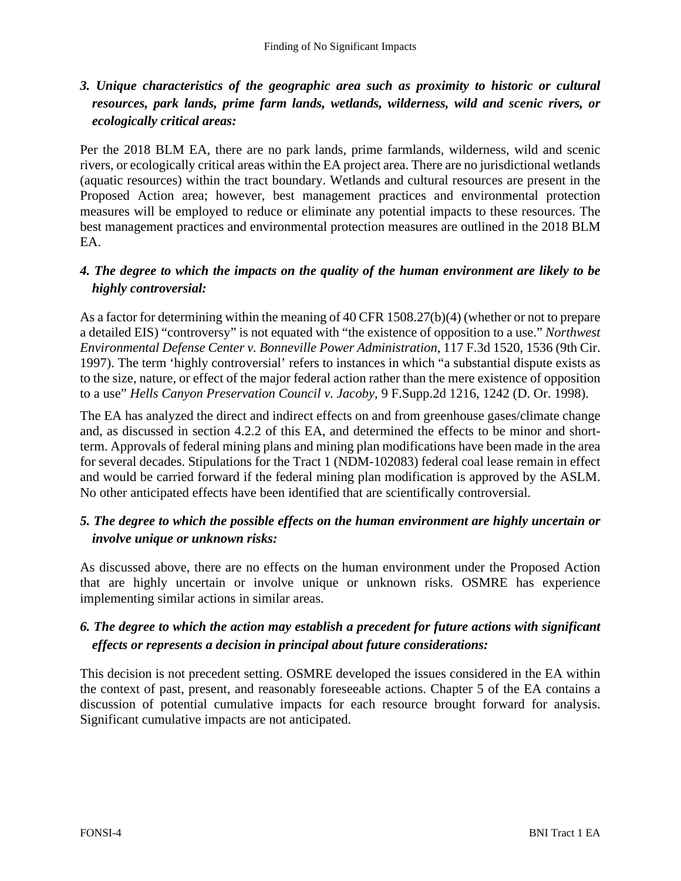### *3. Unique characteristics of the geographic area such as proximity to historic or cultural resources, park lands, prime farm lands, wetlands, wilderness, wild and scenic rivers, or ecologically critical areas:*

Per the 2018 BLM EA, there are no park lands, prime farmlands, wilderness, wild and scenic rivers, or ecologically critical areas within the EA project area. There are no jurisdictional wetlands (aquatic resources) within the tract boundary. Wetlands and cultural resources are present in the Proposed Action area; however, best management practices and environmental protection measures will be employed to reduce or eliminate any potential impacts to these resources. The best management practices and environmental protection measures are outlined in the 2018 BLM EA.

### *4. The degree to which the impacts on the quality of the human environment are likely to be highly controversial:*

As a factor for determining within the meaning of 40 CFR 1508.27(b)(4) (whether or not to prepare a detailed EIS) "controversy" is not equated with "the existence of opposition to a use." *Northwest Environmental Defense Center v. Bonneville Power Administration*, 117 F.3d 1520, 1536 (9th Cir. 1997). The term 'highly controversial' refers to instances in which "a substantial dispute exists as to the size, nature, or effect of the major federal action rather than the mere existence of opposition to a use" *Hells Canyon Preservation Council v. Jacoby*, 9 F.Supp.2d 1216, 1242 (D. Or. 1998).

The EA has analyzed the direct and indirect effects on and from greenhouse gases/climate change and, as discussed in section 4.2.2 of this EA, and determined the effects to be minor and short-term. Approvals of federal mining plans and mining plan modifications have been made in the area for several decades. Stipulations for the Tract 1 (NDM-102083) federal coal lease remain in effect and would be carried forward if the federal mining plan modification is approved by the ASLM. No other anticipated effects have been identified that are scientifically controversial.

### *5. The degree to which the possible effects on the human environment are highly uncertain or involve unique or unknown risks:*

As discussed above, there are no effects on the human environment under the Proposed Action that are highly uncertain or involve unique or unknown risks. OSMRE has experience implementing similar actions in similar areas.

### *6. The degree to which the action may establish a precedent for future actions with significant effects or represents a decision in principal about future considerations:*

This decision is not precedent setting. OSMRE developed the issues considered in the EA within the context of past, present, and reasonably foreseeable actions. Chapter 5 of the EA contains a discussion of potential cumulative impacts for each resource brought forward for analysis. Significant cumulative impacts are not anticipated.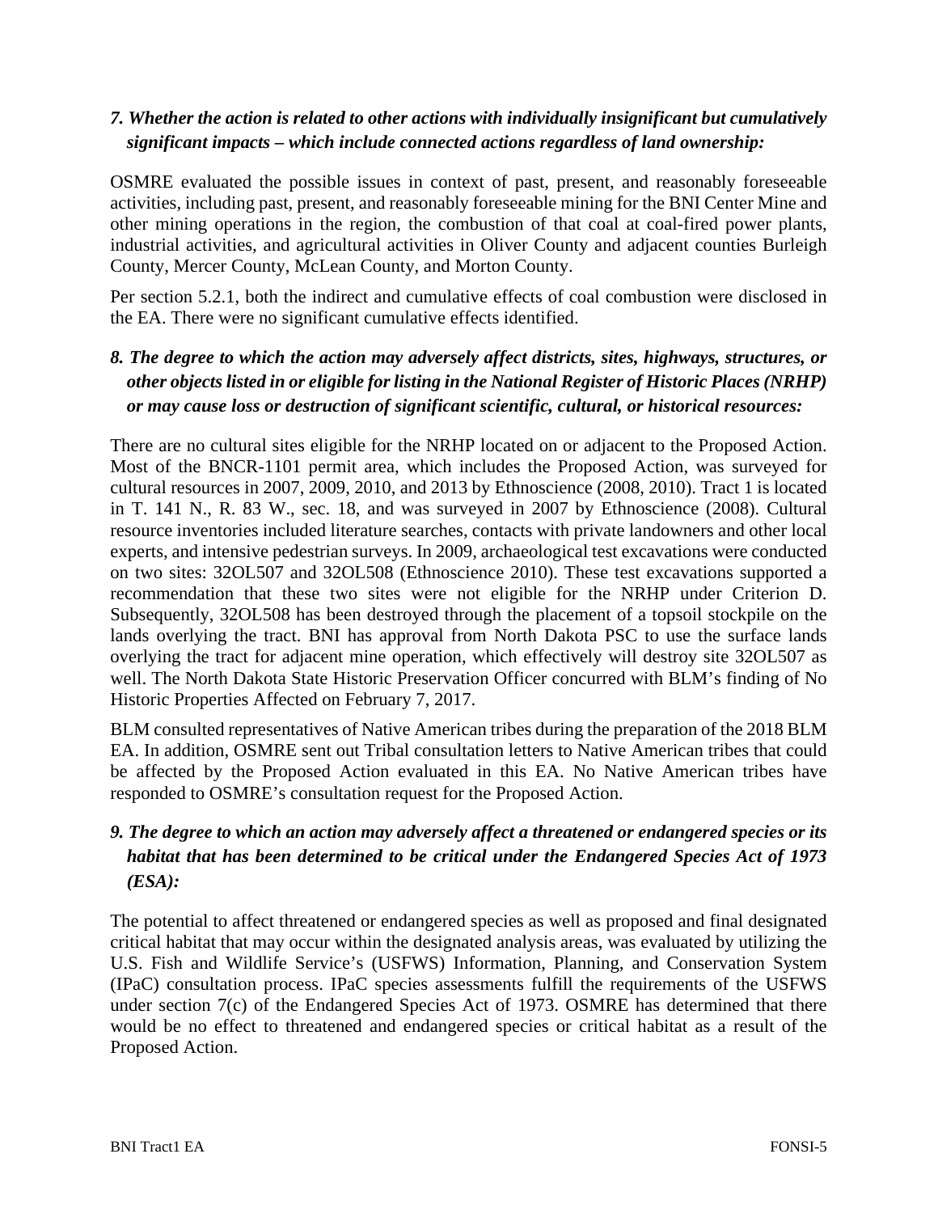*7. Whether the action is related to other actions with individually insignificant but cumulatively significant impacts – which include connected actions regardless of land ownership:*

OSMRE evaluated the possible issues in context of past, present, and reasonably foreseeable activities, including past, present, and reasonably foreseeable mining for the BNI Center Mine and other mining operations in the region, the combustion of that coal at coal-fired power plants, industrial activities, and agricultural activities in Oliver County and adjacent counties Burleigh County, Mercer County, McLean County, and Morton County.

Per section 5.2.1, both the indirect and cumulative effects of coal combustion were disclosed in the EA. There were no significant cumulative effects identified.

***8. The degree to which the action may adversely affect districts, sites, highways, structures, or other objects listed in or eligible for listing in the National Register of Historic Places (NRHP) or may cause loss or destruction of significant scientific, cultural, or historical resources:***

There are no cultural sites eligible for the NRHP located on or adjacent to the Proposed Action. Most of the BNCR-1101 permit area, which includes the Proposed Action, was surveyed for cultural resources in 2007, 2009, 2010, and 2013 by Ethnoscience (2008, 2010). Tract 1 is located in T. 141 N., R. 83 W., sec. 18, and was surveyed in 2007 by Ethnoscience (2008). Cultural resource inventories included literature searches, contacts with private landowners and other local experts, and intensive pedestrian surveys. In 2009, archaeological test excavations were conducted on two sites: 32OL507 and 32OL508 (Ethnoscience 2010). These test excavations supported a recommendation that these two sites were not eligible for the NRHP under Criterion D. Subsequently, 32OL508 has been destroyed through the placement of a topsoil stockpile on the lands overlying the tract. BNI has approval from North Dakota PSC to use the surface lands overlying the tract for adjacent mine operation, which effectively will destroy site 32OL507 as well. The North Dakota State Historic Preservation Officer concurred with BLM's finding of No Historic Properties Affected on February 7, 2017.

BLM consulted representatives of Native American tribes during the preparation of the 2018 BLM EA. In addition, OSMRE sent out Tribal consultation letters to Native American tribes that could be affected by the Proposed Action evaluated in this EA. No Native American tribes have responded to OSMRE's consultation request for the Proposed Action.

***9. The degree to which an action may adversely affect a threatened or endangered species or its habitat that has been determined to be critical under the Endangered Species Act of 1973 (ESA):***

The potential to affect threatened or endangered species as well as proposed and final designated critical habitat that may occur within the designated analysis areas, was evaluated by utilizing the U.S. Fish and Wildlife Service's (USFWS) Information, Planning, and Conservation System (IPaC) consultation process. IPaC species assessments fulfill the requirements of the USFWS under section 7(c) of the Endangered Species Act of 1973. OSMRE has determined that there would be no effect to threatened and endangered species or critical habitat as a result of the Proposed Action.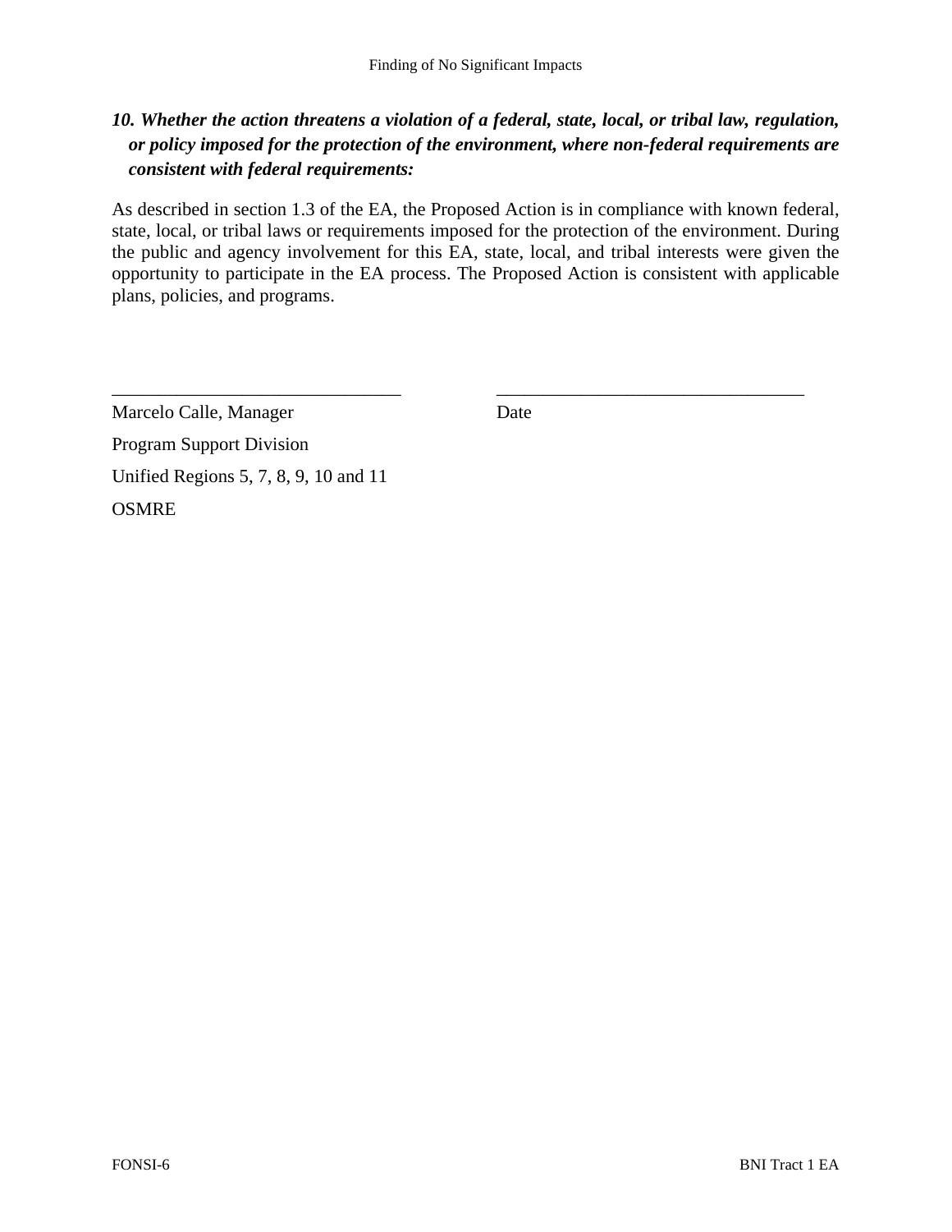***10. Whether the action threatens a violation of a federal, state, local, or tribal law, regulation, or policy imposed for the protection of the environment, where non-federal requirements are consistent with federal requirements:***

As described in section 1.3 of the EA, the Proposed Action is in compliance with known federal, state, local, or tribal laws or requirements imposed for the protection of the environment. During the public and agency involvement for this EA, state, local, and tribal interests were given the opportunity to participate in the EA process. The Proposed Action is consistent with applicable plans, policies, and programs.

\_\_\_\_\_\_\_\_\_\_\_\_\_\_\_\_\_\_\_\_\_\_\_\_\_\_\_\_\_\_\_ \_\_\_\_\_\_\_\_\_\_\_\_\_\_\_\_\_\_\_\_\_\_\_\_\_\_\_\_\_\_\_\_\_

Marcelo Calle, Manager Date

Program Support Division

Unified Regions 5, 7, 8, 9, 10 and 11

OSMRE